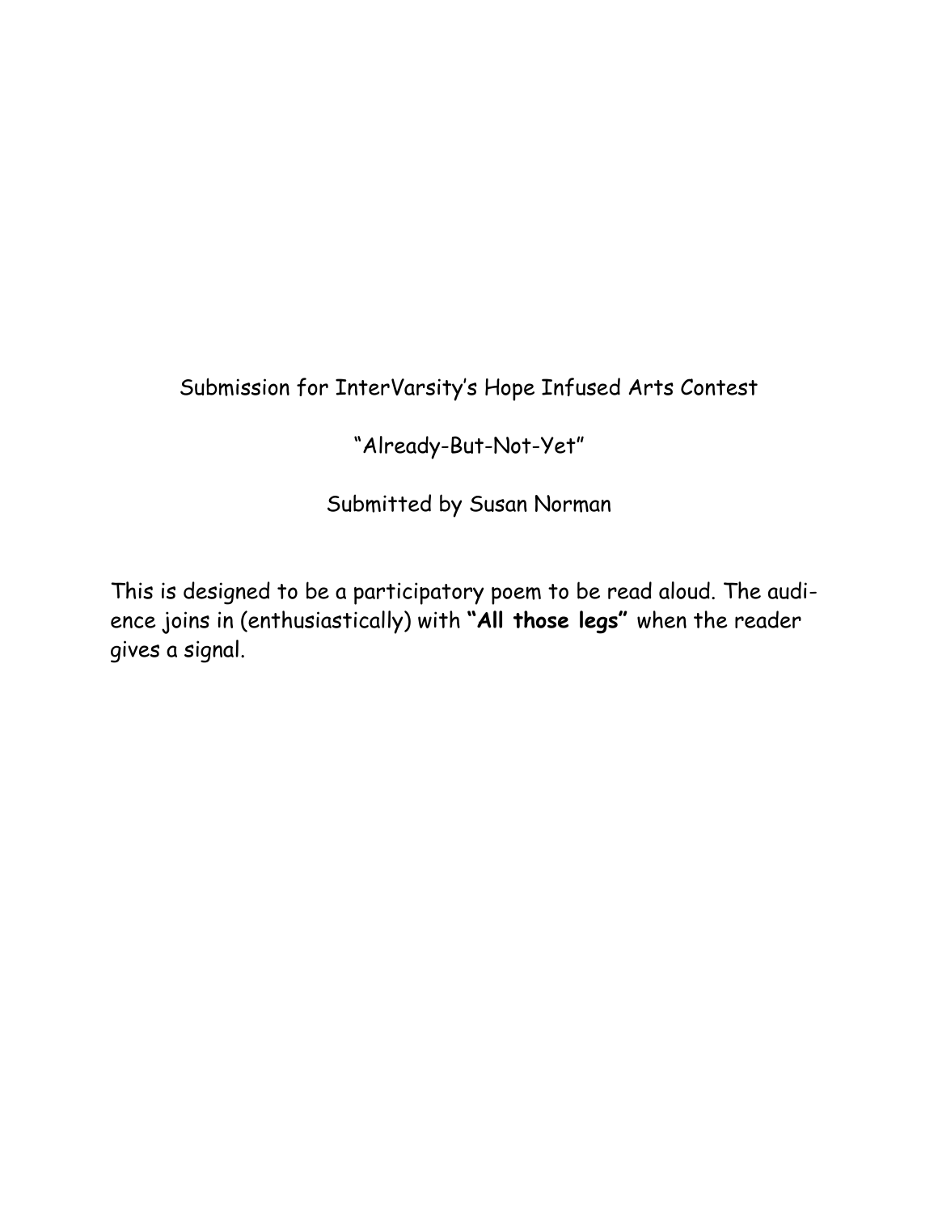Submission for InterVarsity's Hope Infused Arts Contest

"Already-But-Not-Yet"

Submitted by Susan Norman

This is designed to be a participatory poem to be read aloud. The audience joins in (enthusiastically) with **"All those legs"** when the reader gives a signal.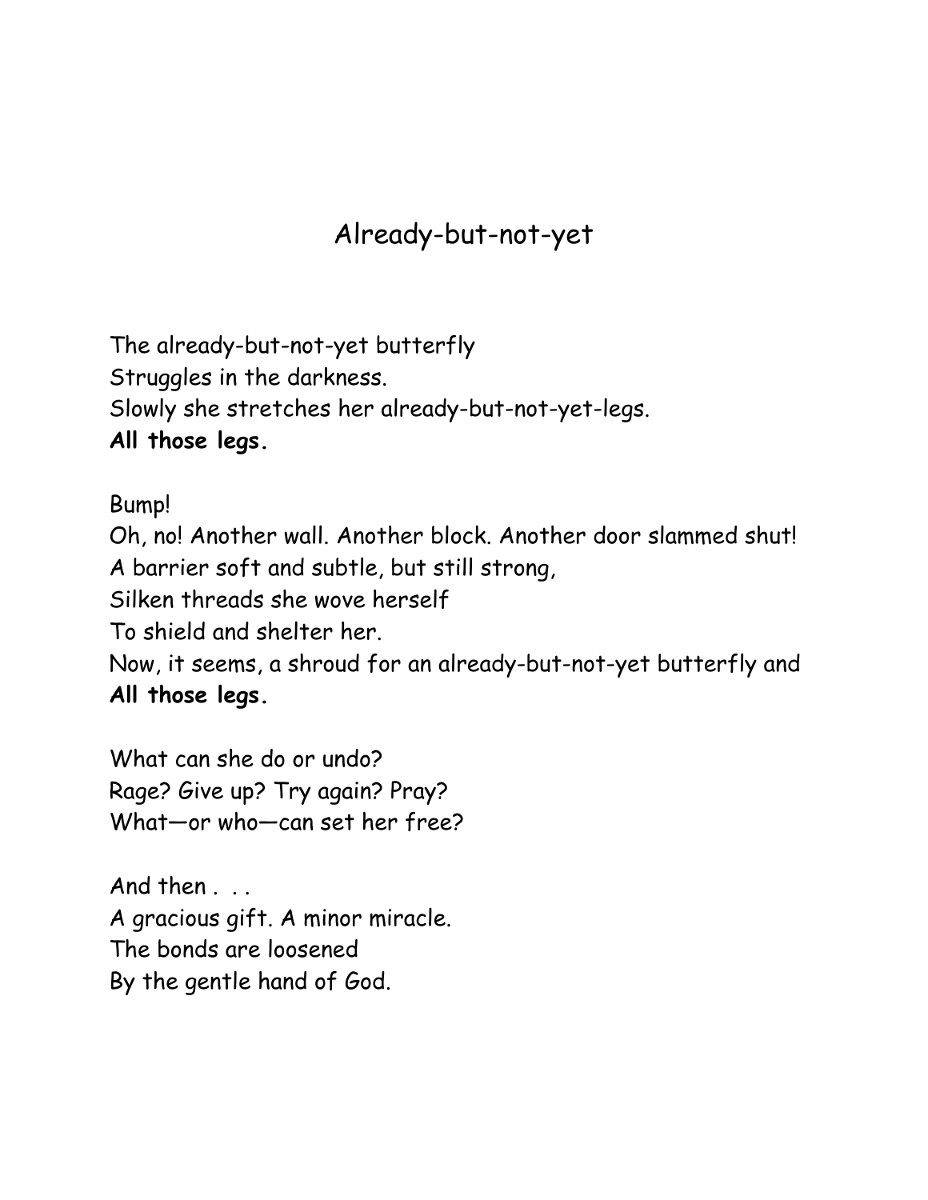# Already-but-not-yet

The already-but-not-yet butterfly
Struggles in the darkness.
Slowly she stretches her already-but-not-yet-legs.
**All those legs.**

Bump!
Oh, no! Another wall. Another block. Another door slammed shut!
A barrier soft and subtle, but still strong,
Silken threads she wove herself
To shield and shelter her.
Now, it seems, a shroud for an already-but-not-yet butterfly and
**All those legs.**

What can she do or undo?
Rage? Give up? Try again? Pray?
What—or who—can set her free?

And then . . .
A gracious gift. A minor miracle.
The bonds are loosened
By the gentle hand of God.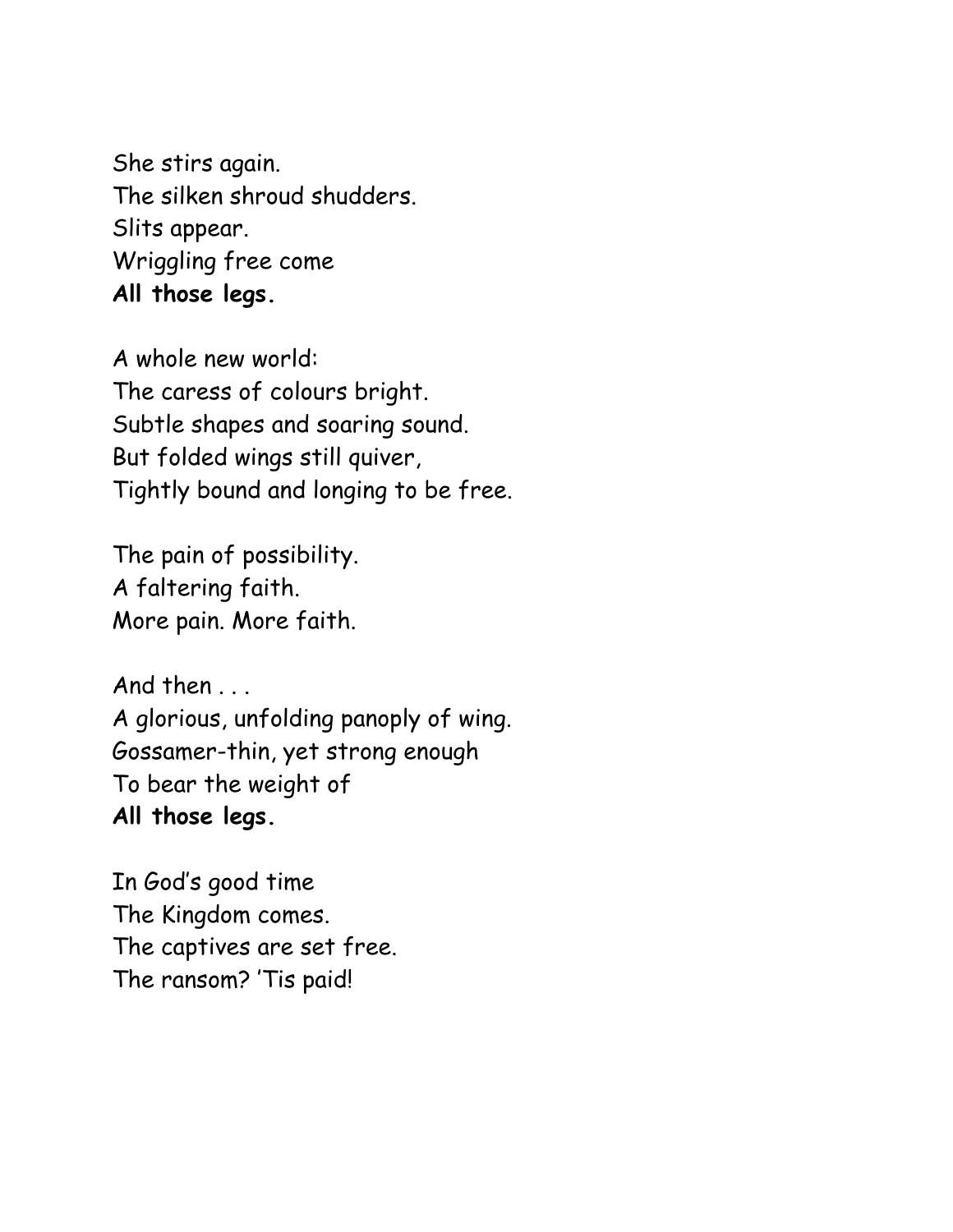She stirs again.  
The silken shroud shudders.  
Slits appear.  
Wriggling free come  
**All those legs.**

A whole new world:  
The caress of colours bright.  
Subtle shapes and soaring sound.  
But folded wings still quiver,  
Tightly bound and longing to be free.

The pain of possibility.  
A faltering faith.  
More pain. More faith.

And then . . .  
A glorious, unfolding panoply of wing.  
Gossamer-thin, yet strong enough  
To bear the weight of  
**All those legs.**

In God's good time  
The Kingdom comes.  
The captives are set free.  
The ransom? 'Tis paid!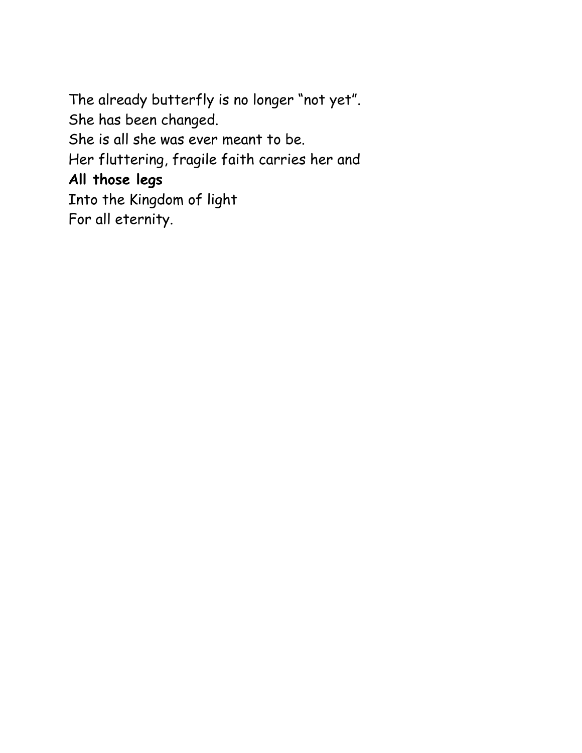The already butterfly is no longer "not yet".
She has been changed.
She is all she was ever meant to be.
Her fluttering, fragile faith carries her and
**All those legs**
Into the Kingdom of light
For all eternity.